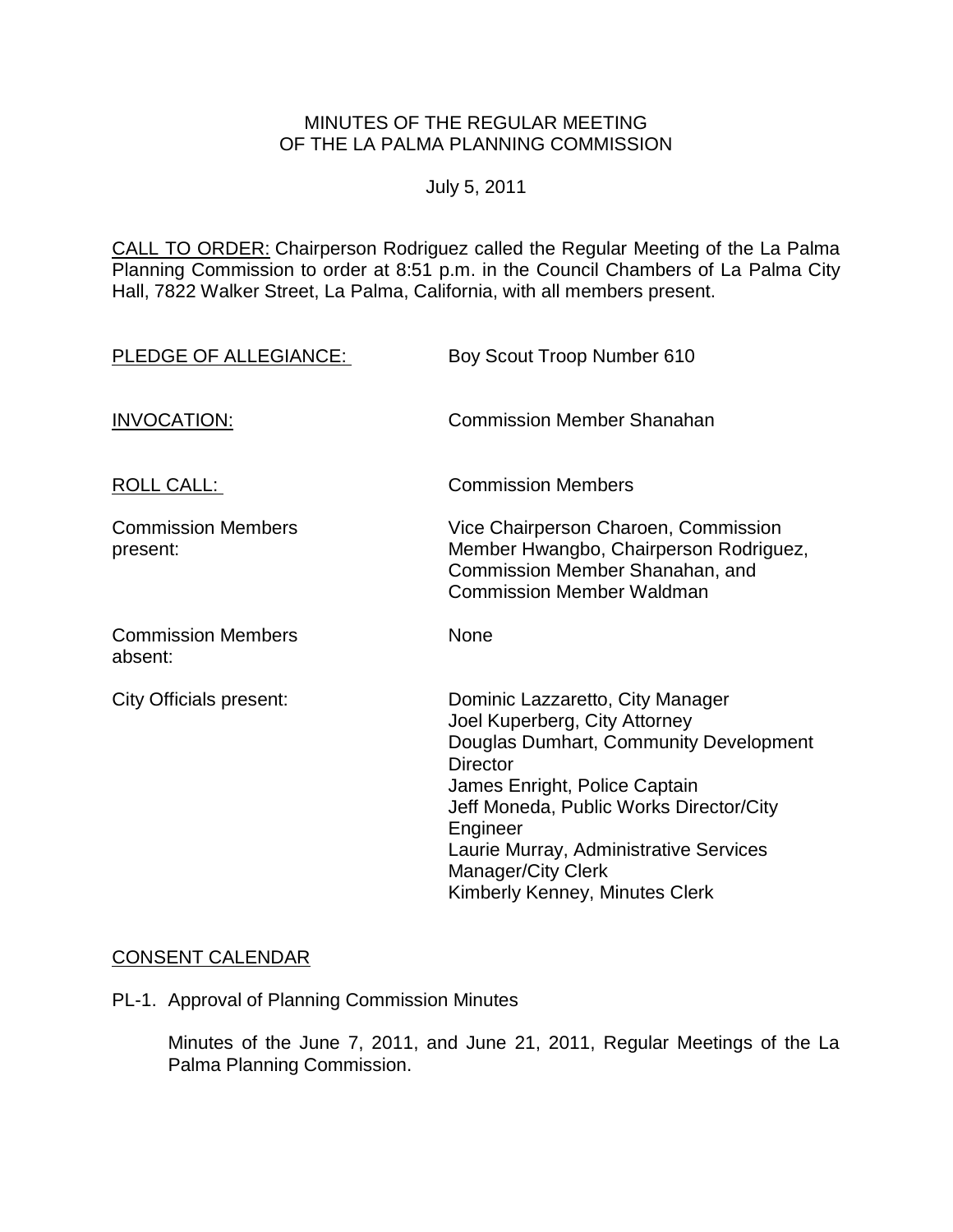# MINUTES OF THE REGULAR MEETING OF THE LA PALMA PLANNING COMMISSION

July 5, 2011

CALL TO ORDER: Chairperson Rodriguez called the Regular Meeting of the La Palma Planning Commission to order at 8:51 p.m. in the Council Chambers of La Palma City Hall, 7822 Walker Street, La Palma, California, with all members present.

| | |
|---|---|
| PLEDGE OF ALLEGIANCE: | Boy Scout Troop Number 610 |
| INVOCATION: | Commission Member Shanahan |
| ROLL CALL: | Commission Members |
| Commission Members present: | Vice Chairperson Charoen, Commission Member Hwangbo, Chairperson Rodriguez, Commission Member Shanahan, and Commission Member Waldman |
| Commission Members absent: | None |
| City Officials present: | Dominic Lazzaretto, City Manager<br>Joel Kuperberg, City Attorney<br>Douglas Dumhart, Community Development Director<br>James Enright, Police Captain<br>Jeff Moneda, Public Works Director/City Engineer<br>Laurie Murray, Administrative Services Manager/City Clerk<br>Kimberly Kenney, Minutes Clerk |

## CONSENT CALENDAR

PL-1. Approval of Planning Commission Minutes

Minutes of the June 7, 2011, and June 21, 2011, Regular Meetings of the La Palma Planning Commission.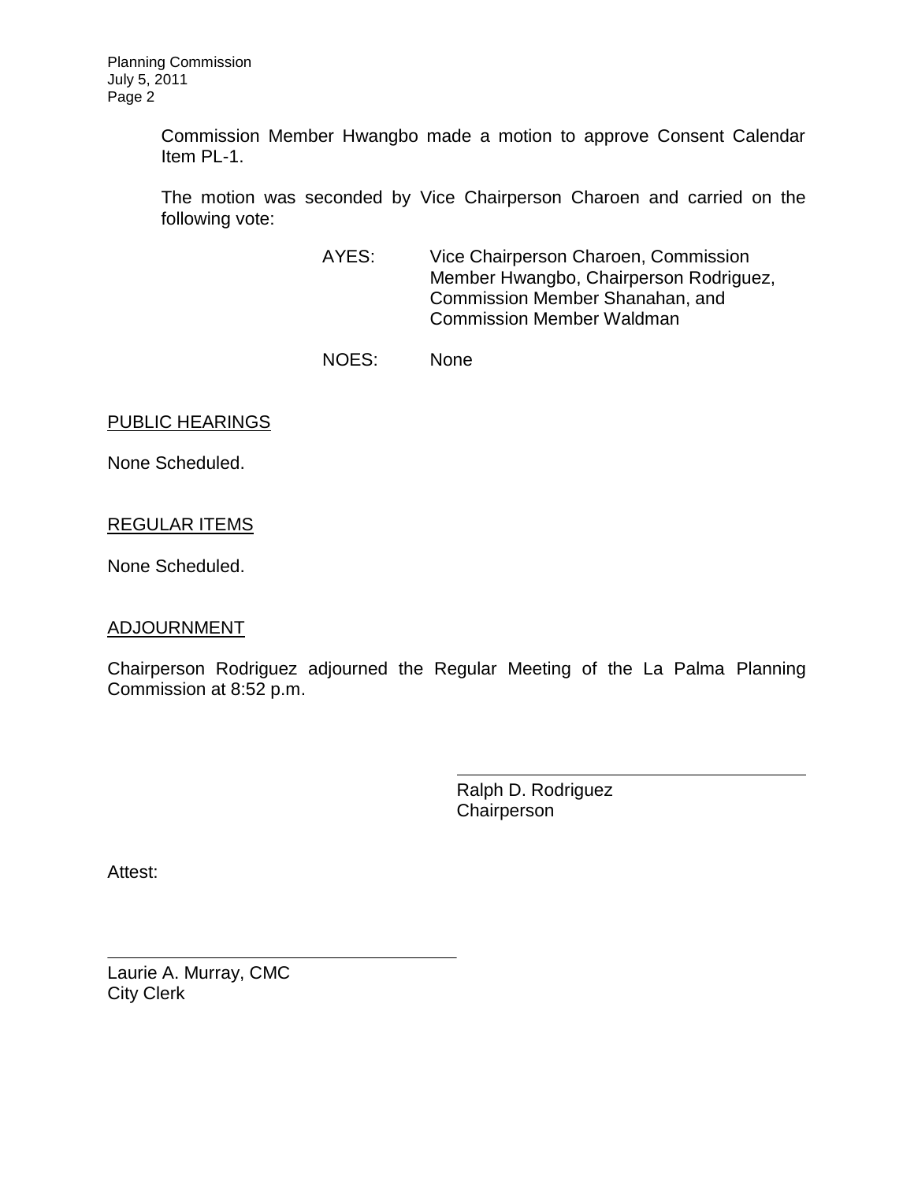Commission Member Hwangbo made a motion to approve Consent Calendar Item PL-1.

The motion was seconded by Vice Chairperson Charoen and carried on the following vote:

AYES: Vice Chairperson Charoen, Commission Member Hwangbo, Chairperson Rodriguez, Commission Member Shanahan, and Commission Member Waldman

NOES: None

## PUBLIC HEARINGS

None Scheduled.

## REGULAR ITEMS

None Scheduled.

## ADJOURNMENT

Chairperson Rodriguez adjourned the Regular Meeting of the La Palma Planning Commission at 8:52 p.m.

Ralph D. Rodriguez
Chairperson

Attest:

Laurie A. Murray, CMC
City Clerk